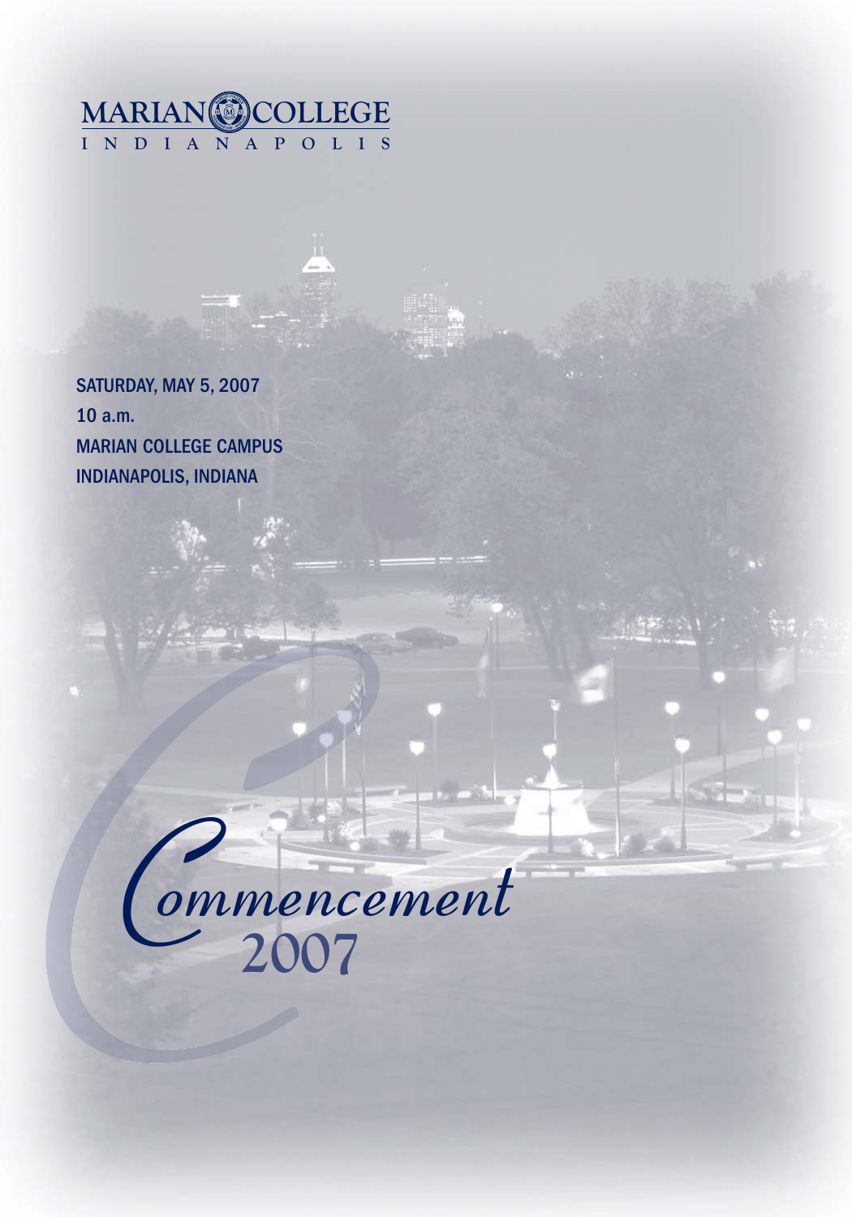MARIAN COLLEGE
INDIANAPOLIS

SATURDAY, MAY 5, 2007
10 a.m.
MARIAN COLLEGE CAMPUS
INDIANAPOLIS, INDIANA

# Commencement 2007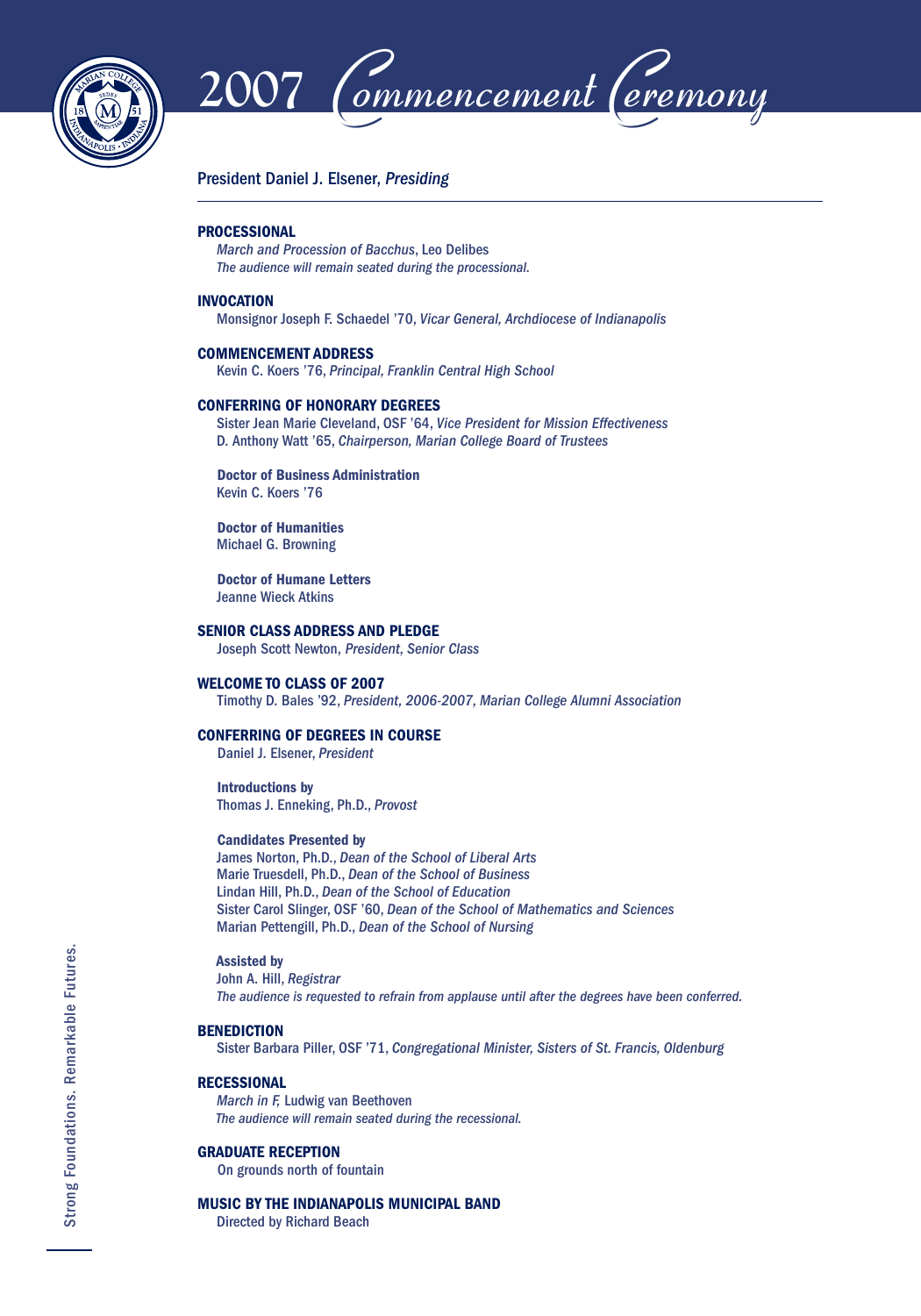# 2007 Commencement Ceremony

President Daniel J. Elsener, *Presiding*

**PROCESSIONAL**
*March and Procession of Bacchus*, Leo Delibes
*The audience will remain seated during the processional.*

**INVOCATION**
Monsignor Joseph F. Schaedel '70, *Vicar General, Archdiocese of Indianapolis*

**COMMENCEMENT ADDRESS**
Kevin C. Koers '76, *Principal, Franklin Central High School*

**CONFERRING OF HONORARY DEGREES**
Sister Jean Marie Cleveland, OSF '64, *Vice President for Mission Effectiveness*
D. Anthony Watt '65, *Chairperson, Marian College Board of Trustees*

**Doctor of Business Administration**
Kevin C. Koers '76

**Doctor of Humanities**
Michael G. Browning

**Doctor of Humane Letters**
Jeanne Wieck Atkins

**SENIOR CLASS ADDRESS AND PLEDGE**
Joseph Scott Newton, *President, Senior Class*

**WELCOME TO CLASS OF 2007**
Timothy D. Bales '92, *President, 2006-2007, Marian College Alumni Association*

**CONFERRING OF DEGREES IN COURSE**
Daniel J. Elsener, *President*

**Introductions by**
Thomas J. Enneking, Ph.D., *Provost*

**Candidates Presented by**
James Norton, Ph.D., *Dean of the School of Liberal Arts*
Marie Truesdell, Ph.D., *Dean of the School of Business*
Lindan Hill, Ph.D., *Dean of the School of Education*
Sister Carol Slinger, OSF '60, *Dean of the School of Mathematics and Sciences*
Marian Pettengill, Ph.D., *Dean of the School of Nursing*

**Assisted by**
John A. Hill, *Registrar*
*The audience is requested to refrain from applause until after the degrees have been conferred.*

**BENEDICTION**
Sister Barbara Piller, OSF '71, *Congregational Minister, Sisters of St. Francis, Oldenburg*

**RECESSIONAL**
*March in F,* Ludwig van Beethoven
*The audience will remain seated during the recessional.*

**GRADUATE RECEPTION**
On grounds north of fountain

**MUSIC BY THE INDIANAPOLIS MUNICIPAL BAND**
Directed by Richard Beach

Strong Foundations. Remarkable Futures.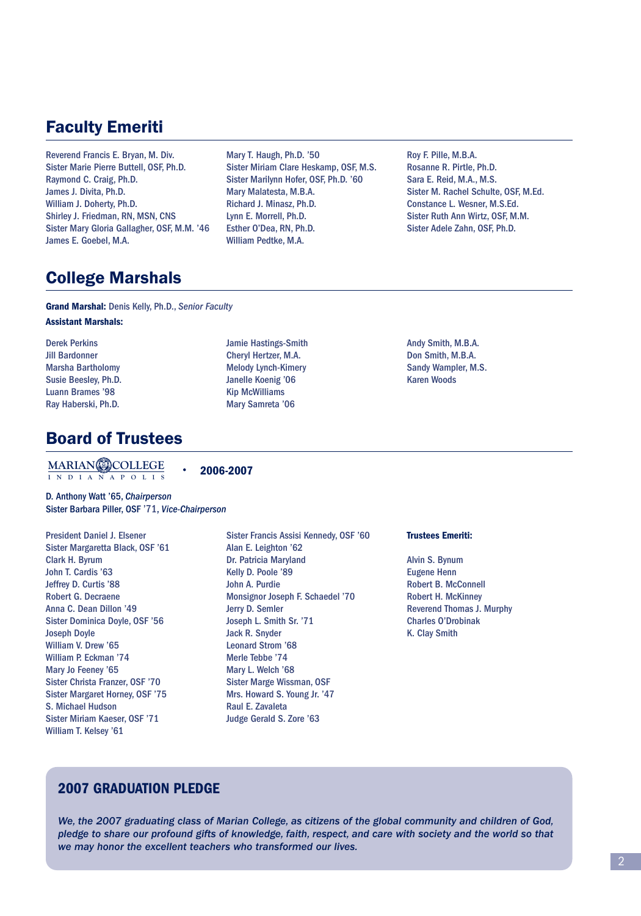## Faculty Emeriti

Reverend Francis E. Bryan, M. Div.
Sister Marie Pierre Buttell, OSF, Ph.D.
Raymond C. Craig, Ph.D.
James J. Divita, Ph.D.
William J. Doherty, Ph.D.
Shirley J. Friedman, RN, MSN, CNS
Sister Mary Gloria Gallagher, OSF, M.M. '46
James E. Goebel, M.A.
Mary T. Haugh, Ph.D. '50
Sister Miriam Clare Heskamp, OSF, M.S.
Sister Marilynn Hofer, OSF, Ph.D. '60
Mary Malatesta, M.B.A.
Richard J. Minasz, Ph.D.
Lynn E. Morrell, Ph.D.
Esther O'Dea, RN, Ph.D.
William Pedtke, M.A.
Roy F. Pille, M.B.A.
Rosanne R. Pirtle, Ph.D.
Sara E. Reid, M.A., M.S.
Sister M. Rachel Schulte, OSF, M.Ed.
Constance L. Wesner, M.S.Ed.
Sister Ruth Ann Wirtz, OSF, M.M.
Sister Adele Zahn, OSF, Ph.D.

## College Marshals

**Grand Marshal:** Denis Kelly, Ph.D., *Senior Faculty*

**Assistant Marshals:**

Derek Perkins
Jill Bardonner
Marsha Bartholomy
Susie Beesley, Ph.D.
Luann Brames '98
Ray Haberski, Ph.D.
Jamie Hastings-Smith
Cheryl Hertzer, M.A.
Melody Lynch-Kimery
Janelle Koenig '06
Kip McWilliams
Mary Samreta '06
Andy Smith, M.B.A.
Don Smith, M.B.A.
Sandy Wampler, M.S.
Karen Woods

## Board of Trustees

MARIAN COLLEGE INDIANAPOLIS • **2006-2007**

D. Anthony Watt '65, *Chairperson*
Sister Barbara Piller, OSF '71, *Vice-Chairperson*

President Daniel J. Elsener
Sister Margaretta Black, OSF '61
Clark H. Byrum
John T. Cardis '63
Jeffrey D. Curtis '88
Robert G. Decraene
Anna C. Dean Dillon '49
Sister Dominica Doyle, OSF '56
Joseph Doyle
William V. Drew '65
William P. Eckman '74
Mary Jo Feeney '65
Sister Christa Franzer, OSF '70
Sister Margaret Horney, OSF '75
S. Michael Hudson
Sister Miriam Kaeser, OSF '71
William T. Kelsey '61
Sister Francis Assisi Kennedy, OSF '60
Alan E. Leighton '62
Dr. Patricia Maryland
Kelly D. Poole '89
John A. Purdie
Monsignor Joseph F. Schaedel '70
Jerry D. Semler
Joseph L. Smith Sr. '71
Jack R. Snyder
Leonard Strom '68
Merle Tebbe '74
Mary L. Welch '68
Sister Marge Wissman, OSF
Mrs. Howard S. Young Jr. '47
Raul E. Zavaleta
Judge Gerald S. Zore '63

**Trustees Emeriti:**

Alvin S. Bynum
Eugene Henn
Robert B. McConnell
Robert H. McKinney
Reverend Thomas J. Murphy
Charles O'Drobinak
K. Clay Smith

### 2007 GRADUATION PLEDGE

*We, the 2007 graduating class of Marian College, as citizens of the global community and children of God, pledge to share our profound gifts of knowledge, faith, respect, and care with society and the world so that we may honor the excellent teachers who transformed our lives.*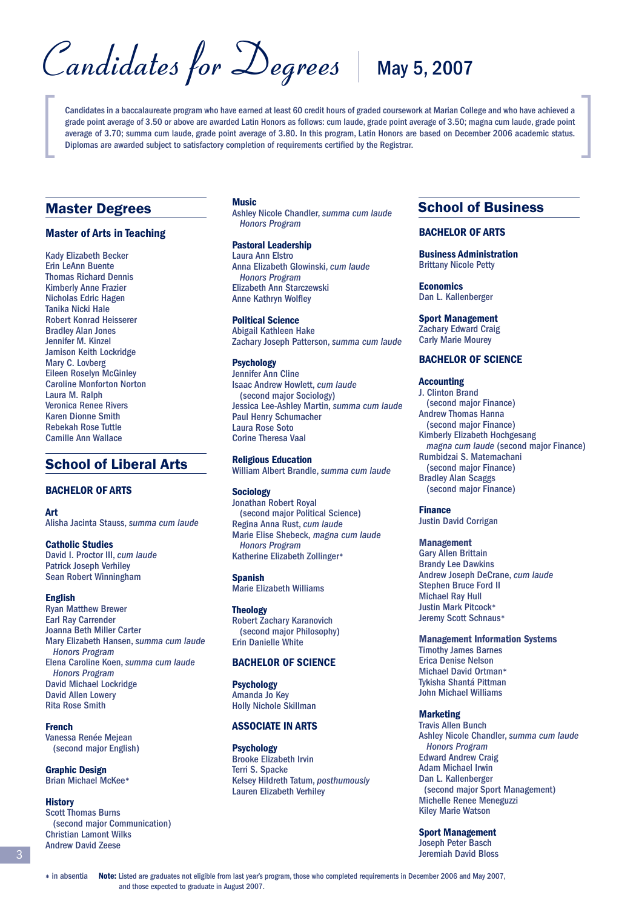# Candidates for Degrees | May 5, 2007

Candidates in a baccalaureate program who have earned at least 60 credit hours of graded coursework at Marian College and who have achieved a grade point average of 3.50 or above are awarded Latin Honors as follows: cum laude, grade point average of 3.50; magna cum laude, grade point average of 3.70; summa cum laude, grade point average of 3.80. In this program, Latin Honors are based on December 2006 academic status. Diplomas are awarded subject to satisfactory completion of requirements certified by the Registrar.

## Master Degrees

### Master of Arts in Teaching

Kady Elizabeth Becker
Erin LeAnn Buente
Thomas Richard Dennis
Kimberly Anne Frazier
Nicholas Edric Hagen
Tanika Nicki Hale
Robert Konrad Heisserer
Bradley Alan Jones
Jennifer M. Kinzel
Jamison Keith Lockridge
Mary C. Lovberg
Eileen Roselyn McGinley
Caroline Monforton Norton
Laura M. Ralph
Veronica Renee Rivers
Karen Dionne Smith
Rebekah Rose Tuttle
Camille Ann Wallace

## School of Liberal Arts

### BACHELOR OF ARTS

**Art**
Alisha Jacinta Stauss, *summa cum laude*

**Catholic Studies**
David I. Proctor III, *cum laude*
Patrick Joseph Verhiley
Sean Robert Winningham

**English**
Ryan Matthew Brewer
Earl Ray Carrender
Joanna Beth Miller Carter
Mary Elizabeth Hansen, *summa cum laude*
*Honors Program*
Elena Caroline Koen, *summa cum laude*
*Honors Program*
David Michael Lockridge
David Allen Lowery
Rita Rose Smith

**French**
Vanessa Renée Mejean
(second major English)

**Graphic Design**
Brian Michael McKee*

**History**
Scott Thomas Burns
(second major Communication)
Christian Lamont Wilks
Andrew David Zeese

**Music**
Ashley Nicole Chandler, *summa cum laude*
*Honors Program*

**Pastoral Leadership**
Laura Ann Elstro
Anna Elizabeth Glowinski, *cum laude*
*Honors Program*
Elizabeth Ann Starczewski
Anne Kathryn Wolfley

**Political Science**
Abigail Kathleen Hake
Zachary Joseph Patterson, *summa cum laude*

**Psychology**
Jennifer Ann Cline
Isaac Andrew Howlett, *cum laude*
(second major Sociology)
Jessica Lee-Ashley Martin, *summa cum laude*
Paul Henry Schumacher
Laura Rose Soto
Corine Theresa Vaal

**Religious Education**
William Albert Brandle, *summa cum laude*

**Sociology**
Jonathan Robert Royal
(second major Political Science)
Regina Anna Rust, *cum laude*
Marie Elise Shebeck, *magna cum laude*
*Honors Program*
Katherine Elizabeth Zollinger*

**Spanish**
Marie Elizabeth Williams

**Theology**
Robert Zachary Karanovich
(second major Philosophy)
Erin Danielle White

### BACHELOR OF SCIENCE

**Psychology**
Amanda Jo Key
Holly Nichole Skillman

### ASSOCIATE IN ARTS

**Psychology**
Brooke Elizabeth Irvin
Terri S. Spacke
Kelsey Hildreth Tatum, *posthumously*
Lauren Elizabeth Verhiley

## School of Business

### BACHELOR OF ARTS

**Business Administration**
Brittany Nicole Petty

**Economics**
Dan L. Kallenberger

**Sport Management**
Zachary Edward Craig
Carly Marie Mourey

### BACHELOR OF SCIENCE

**Accounting**
J. Clinton Brand
(second major Finance)
Andrew Thomas Hanna
(second major Finance)
Kimberly Elizabeth Hochgesang
*magna cum laude* (second major Finance)
Rumbidzai S. Matemachani
(second major Finance)
Bradley Alan Scaggs
(second major Finance)

**Finance**
Justin David Corrigan

**Management**
Gary Allen Brittain
Brandy Lee Dawkins
Andrew Joseph DeCrane, *cum laude*
Stephen Bruce Ford II
Michael Ray Hull
Justin Mark Pitcock*
Jeremy Scott Schnaus*

**Management Information Systems**
Timothy James Barnes
Erica Denise Nelson
Michael David Ortman*
Tykisha Shantá Pittman
John Michael Williams

**Marketing**
Travis Allen Bunch
Ashley Nicole Chandler, *summa cum laude*
*Honors Program*
Edward Andrew Craig
Adam Michael Irwin
Dan L. Kallenberger
(second major Sport Management)
Michelle Renee Meneguzzi
Kiley Marie Watson

**Sport Management**
Joseph Peter Basch
Jeremiah David Bloss

\* in absentia **Note:** Listed are graduates not eligible from last year's program, those who completed requirements in December 2006 and May 2007, and those expected to graduate in August 2007.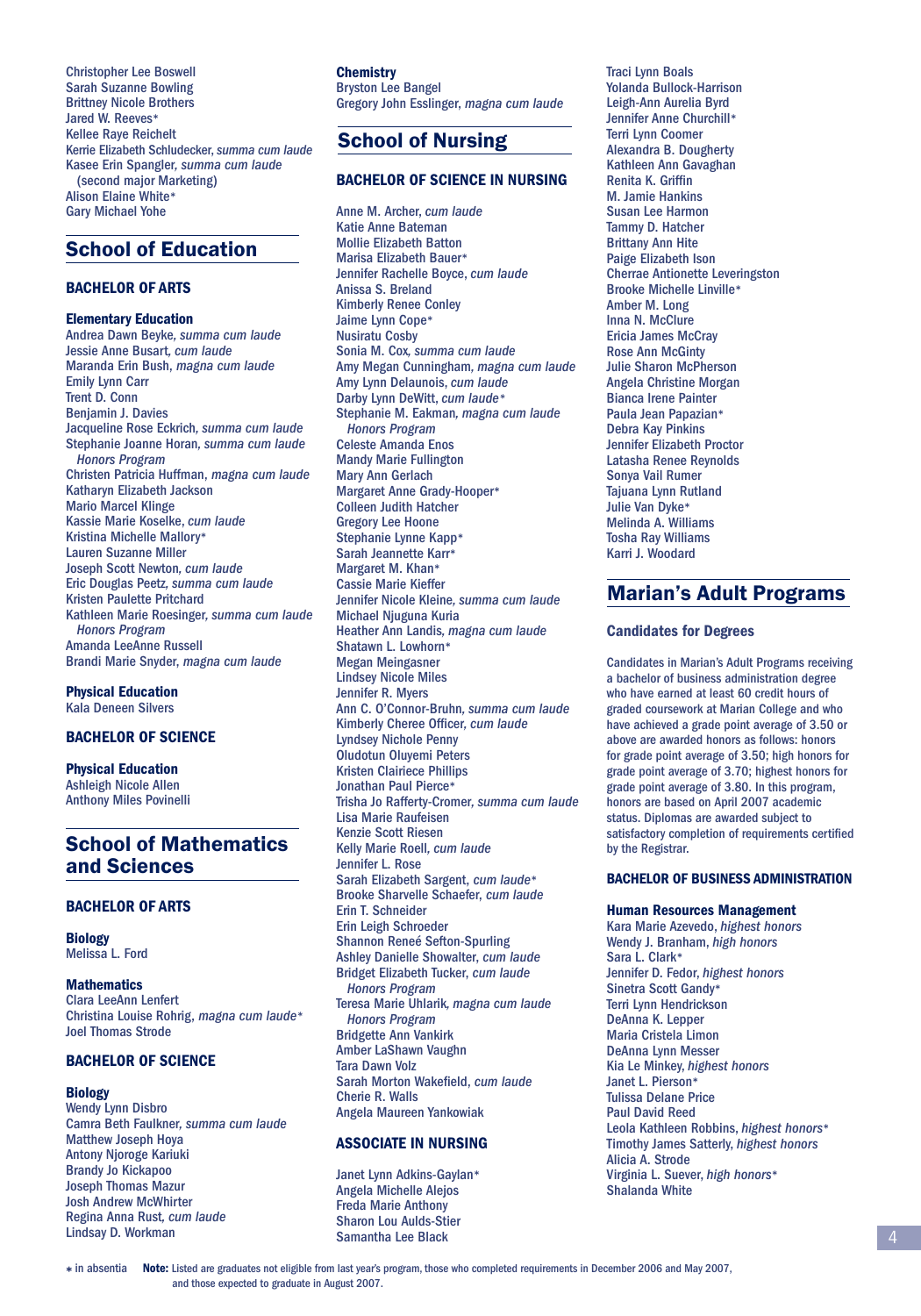Christopher Lee Boswell
Sarah Suzanne Bowling
Brittney Nicole Brothers
Jared W. Reeves*
Kellee Raye Reichelt
Kerrie Elizabeth Schludecker, *summa cum laude*
Kasee Erin Spangler, *summa cum laude*
(second major Marketing)
Alison Elaine White*
Gary Michael Yohe

## School of Education

### BACHELOR OF ARTS

**Elementary Education**
Andrea Dawn Beyke, *summa cum laude*
Jessie Anne Busart, *cum laude*
Maranda Erin Bush, *magna cum laude*
Emily Lynn Carr
Trent D. Conn
Benjamin J. Davies
Jacqueline Rose Eckrich, *summa cum laude*
Stephanie Joanne Horan, *summa cum laude*
*Honors Program*
Christen Patricia Huffman, *magna cum laude*
Katharyn Elizabeth Jackson
Mario Marcel Klinge
Kassie Marie Koselke, *cum laude*
Kristina Michelle Mallory*
Lauren Suzanne Miller
Joseph Scott Newton, *cum laude*
Eric Douglas Peetz, *summa cum laude*
Kristen Paulette Pritchard
Kathleen Marie Roesinger, *summa cum laude*
*Honors Program*
Amanda LeeAnne Russell
Brandi Marie Snyder, *magna cum laude*

**Physical Education**
Kala Deneen Silvers

### BACHELOR OF SCIENCE

**Physical Education**
Ashleigh Nicole Allen
Anthony Miles Povinelli

## School of Mathematics and Sciences

### BACHELOR OF ARTS

**Biology**
Melissa L. Ford

**Mathematics**
Clara LeeAnn Lenfert
Christina Louise Rohrig, *magna cum laude**
Joel Thomas Strode

### BACHELOR OF SCIENCE

**Biology**
Wendy Lynn Disbro
Camra Beth Faulkner, *summa cum laude*
Matthew Joseph Hoya
Antony Njoroge Kariuki
Brandy Jo Kickapoo
Joseph Thomas Mazur
Josh Andrew McWhirter
Regina Anna Rust, *cum laude*
Lindsay D. Workman

**Chemistry**
Bryston Lee Bangel
Gregory John Esslinger, *magna cum laude*

## School of Nursing

### BACHELOR OF SCIENCE IN NURSING

Anne M. Archer, *cum laude*
Katie Anne Bateman
Mollie Elizabeth Batton
Marisa Elizabeth Bauer*
Jennifer Rachelle Boyce, *cum laude*
Anissa S. Breland
Kimberly Renee Conley
Jaime Lynn Cope*
Nusiratu Cosby
Sonia M. Cox, *summa cum laude*
Amy Megan Cunningham, *magna cum laude*
Amy Lynn Delaunois, *cum laude*
Darby Lynn DeWitt, *cum laude**
Stephanie M. Eakman, *magna cum laude*
*Honors Program*
Celeste Amanda Enos
Mandy Marie Fullington
Mary Ann Gerlach
Margaret Anne Grady-Hooper*
Colleen Judith Hatcher
Gregory Lee Hoone
Stephanie Lynne Kapp*
Sarah Jeannette Karr*
Margaret M. Khan*
Cassie Marie Kieffer
Jennifer Nicole Kleine, *summa cum laude*
Michael Njuguna Kuria
Heather Ann Landis, *magna cum laude*
Shatawn L. Lowhorn*
Megan Meingasner
Lindsey Nicole Miles
Jennifer R. Myers
Ann C. O'Connor-Bruhn, *summa cum laude*
Kimberly Cheree Officer, *cum laude*
Lyndsey Nichole Penny
Oludotun Oluyemi Peters
Kristen Clairiece Phillips
Jonathan Paul Pierce*
Trisha Jo Rafferty-Cromer, *summa cum laude*
Lisa Marie Raufeisen
Kenzie Scott Riesen
Kelly Marie Roell, *cum laude*
Jennifer L. Rose
Sarah Elizabeth Sargent, *cum laude**
Brooke Sharvelle Schaefer, *cum laude*
Erin T. Schneider
Erin Leigh Schroeder
Shannon Reneé Sefton-Spurling
Ashley Danielle Showalter, *cum laude*
Bridget Elizabeth Tucker, *cum laude*
*Honors Program*
Teresa Marie Uhlarik, *magna cum laude*
*Honors Program*
Bridgette Ann Vankirk
Amber LaShawn Vaughn
Tara Dawn Volz
Sarah Morton Wakefield, *cum laude*
Cherie R. Walls
Angela Maureen Yankowiak

### ASSOCIATE IN NURSING

Janet Lynn Adkins-Gaylan*
Angela Michelle Alejos
Freda Marie Anthony
Sharon Lou Aulds-Stier
Samantha Lee Black
Traci Lynn Boals
Yolanda Bullock-Harrison
Leigh-Ann Aurelia Byrd
Jennifer Anne Churchill*
Terri Lynn Coomer
Alexandra B. Dougherty
Kathleen Ann Gavaghan
Renita K. Griffin
M. Jamie Hankins
Susan Lee Harmon
Tammy D. Hatcher
Brittany Ann Hite
Paige Elizabeth Ison
Cherrae Antionette Leveringston
Brooke Michelle Linville*
Amber M. Long
Inna N. McClure
Ericia James McCray
Rose Ann McGinty
Julie Sharon McPherson
Angela Christine Morgan
Bianca Irene Painter
Paula Jean Papazian*
Debra Kay Pinkins
Jennifer Elizabeth Proctor
Latasha Renee Reynolds
Sonya Vail Rumer
Tajuana Lynn Rutland
Julie Van Dyke*
Melinda A. Williams
Tosha Ray Williams
Karri J. Woodard

## Marian's Adult Programs

### Candidates for Degrees

Candidates in Marian's Adult Programs receiving a bachelor of business administration degree who have earned at least 60 credit hours of graded coursework at Marian College and who have achieved a grade point average of 3.50 or above are awarded honors as follows: honors for grade point average of 3.50; high honors for grade point average of 3.70; highest honors for grade point average of 3.80. In this program, honors are based on April 2007 academic status. Diplomas are awarded subject to satisfactory completion of requirements certified by the Registrar.

### BACHELOR OF BUSINESS ADMINISTRATION

**Human Resources Management**
Kara Marie Azevedo, *highest honors*
Wendy J. Branham, *high honors*
Sara L. Clark*
Jennifer D. Fedor, *highest honors*
Sinetra Scott Gandy*
Terri Lynn Hendrickson
DeAnna K. Lepper
Maria Cristela Limon
DeAnna Lynn Messer
Kia Le Minkey, *highest honors*
Janet L. Pierson*
Tulissa Delane Price
Paul David Reed
Leola Kathleen Robbins, *highest honors**
Timothy James Satterly, *highest honors*
Alicia A. Strode
Virginia L. Suever, *high honors**
Shalanda White

\* in absentia **Note:** Listed are graduates not eligible from last year's program, those who completed requirements in December 2006 and May 2007, and those expected to graduate in August 2007.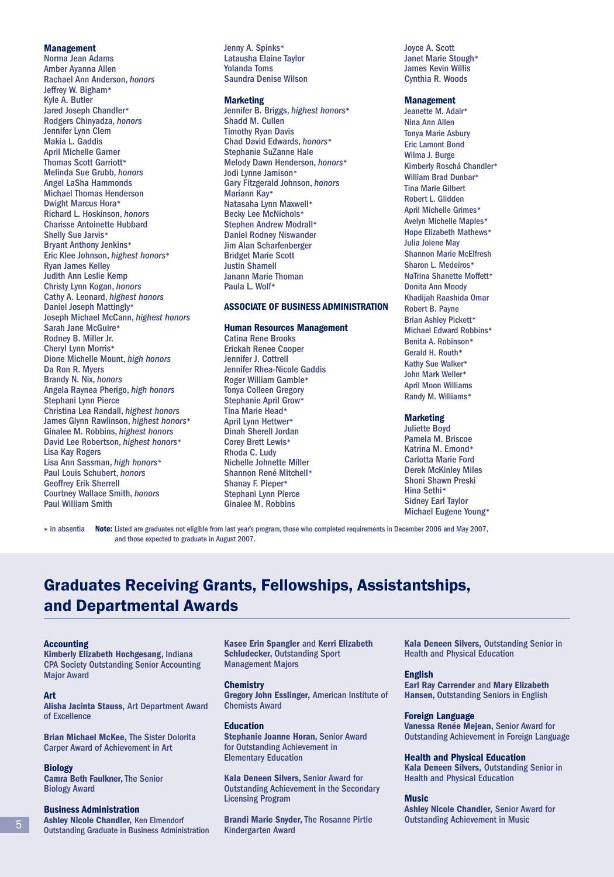### Management

Norma Jean Adams
Amber Ayanna Allen
Rachael Ann Anderson, *honors*
Jeffrey W. Bigham*
Kyle A. Butler
Jared Joseph Chandler*
Rodgers Chinyadza, *honors*
Jennifer Lynn Clem
Makia L. Gaddis
April Michelle Garner
Thomas Scott Garriott*
Melinda Sue Grubb, *honors*
Angel LaSha Hammonds
Michael Thomas Henderson
Dwight Marcus Hora*
Richard L. Hoskinson, *honors*
Charisse Antoinette Hubbard
Shelly Sue Jarvis*
Bryant Anthony Jenkins*
Eric Klee Johnson, *highest honors**
Ryan James Kelley
Judith Ann Leslie Kemp
Christy Lynn Kogan, *honors*
Cathy A. Leonard, *highest honors*
Daniel Joseph Mattingly*
Joseph Michael McCann, *highest honors*
Sarah Jane McGuire*
Rodney B. Miller Jr.
Cheryl Lynn Morris*
Dione Michelle Mount, *high honors*
Da Ron R. Myers
Brandy N. Nix, *honors*
Angela Raynea Pherigo, *high honors*
Stephani Lynn Pierce
Christina Lea Randall, *highest honors*
James Glynn Rawlinson, *highest honors**
Ginalee M. Robbins, *highest honors*
David Lee Robertson, *highest honors**
Lisa Kay Rogers
Lisa Ann Sassman, *high honors**
Paul Louis Schubert, *honors*
Geoffrey Erik Sherrell
Courtney Wallace Smith, *honors*
Paul William Smith
Jenny A. Spinks*
Latausha Elaine Taylor
Yolanda Toms
Saundra Denise Wilson

### Marketing

Jennifer B. Briggs, *highest honors**
Shadd M. Cullen
Timothy Ryan Davis
Chad David Edwards, *honors**
Stephanie SuZanne Hale
Melody Dawn Henderson, *honors**
Jodi Lynne Jamison*
Gary Fitzgerald Johnson, *honors*
Mariann Kay*
Natasaha Lynn Maxwell*
Becky Lee McNichols*
Stephen Andrew Modrall*
Daniel Rodney Niswander
Jim Alan Scharfenberger
Bridget Marie Scott
Justin Shamell
Janann Marie Thoman
Paula L. Wolf*

## ASSOCIATE OF BUSINESS ADMINISTRATION

### Human Resources Management

Catina Rene Brooks
Erickah Renee Cooper
Jennifer J. Cottrell
Jennifer Rhea-Nicole Gaddis
Roger William Gamble*
Tonya Colleen Gregory
Stephanie April Grow*
Tina Marie Head*
April Lynn Hettwer*
Dinah Sherell Jordan
Corey Brett Lewis*
Rhoda C. Ludy
Nichelle Johnette Miller
Shannon René Mitchell*
Shanay F. Pieper*
Stephani Lynn Pierce
Ginalee M. Robbins
Joyce A. Scott
Janet Marie Stough*
James Kevin Willis
Cynthia R. Woods

### Management

Jeanette M. Adair*
Nina Ann Allen
Tonya Marie Asbury
Eric Lamont Bond
Wilma J. Burge
Kimberly Roschá Chandler*
William Brad Dunbar*
Tina Marie Gilbert
Robert L. Glidden
April Michelle Grimes*
Avelyn Michelle Maples*
Hope Elizabeth Mathews*
Julia Jolene May
Shannon Marie McElfresh
Sharon L. Medeiros*
NaTrina Shanette Moffett*
Donita Ann Moody
Khadijah Raashida Omar
Robert B. Payne
Brian Ashley Pickett*
Michael Edward Robbins*
Benita A. Robinson*
Gerald H. Routh*
Kathy Sue Walker*
John Mark Weller*
April Moon Williams
Randy M. Williams*

### Marketing

Juliette Boyd
Pamela M. Briscoe
Katrina M. Emond*
Carlotta Marie Ford
Derek McKinley Miles
Shoni Shawn Preski
Hina Sethi*
Sidney Earl Taylor
Michael Eugene Young*

\* in absentia **Note:** Listed are graduates not eligible from last year's program, those who completed requirements in December 2006 and May 2007, and those expected to graduate in August 2007.

# Graduates Receiving Grants, Fellowships, Assistantships, and Departmental Awards

### Accounting

**Kimberly Elizabeth Hochgesang,** Indiana CPA Society Outstanding Senior Accounting Major Award

### Art

**Alisha Jacinta Stauss,** Art Department Award of Excellence

**Brian Michael McKee,** The Sister Dolorita Carper Award of Achievement in Art

### Biology

**Camra Beth Faulkner,** The Senior Biology Award

### Business Administration

**Ashley Nicole Chandler,** Ken Elmendorf Outstanding Graduate in Business Administration

**Kasee Erin Spangler** and **Kerri Elizabeth Schludecker,** Outstanding Sport Management Majors

### Chemistry

**Gregory John Esslinger,** American Institute of Chemists Award

### Education

**Stephanie Joanne Horan,** Senior Award for Outstanding Achievement in Elementary Education

**Kala Deneen Silvers,** Senior Award for Outstanding Achievement in the Secondary Licensing Program

**Brandi Marie Snyder,** The Rosanne Pirtle Kindergarten Award

**Kala Deneen Silvers,** Outstanding Senior in Health and Physical Education

### English

**Earl Ray Carrender** and **Mary Elizabeth Hansen,** Outstanding Seniors in English

### Foreign Language

**Vanessa Renée Mejean,** Senior Award for Outstanding Achievement in Foreign Language

### Health and Physical Education

**Kala Deneen Silvers,** Outstanding Senior in Health and Physical Education

### Music

**Ashley Nicole Chandler,** Senior Award for Outstanding Achievement in Music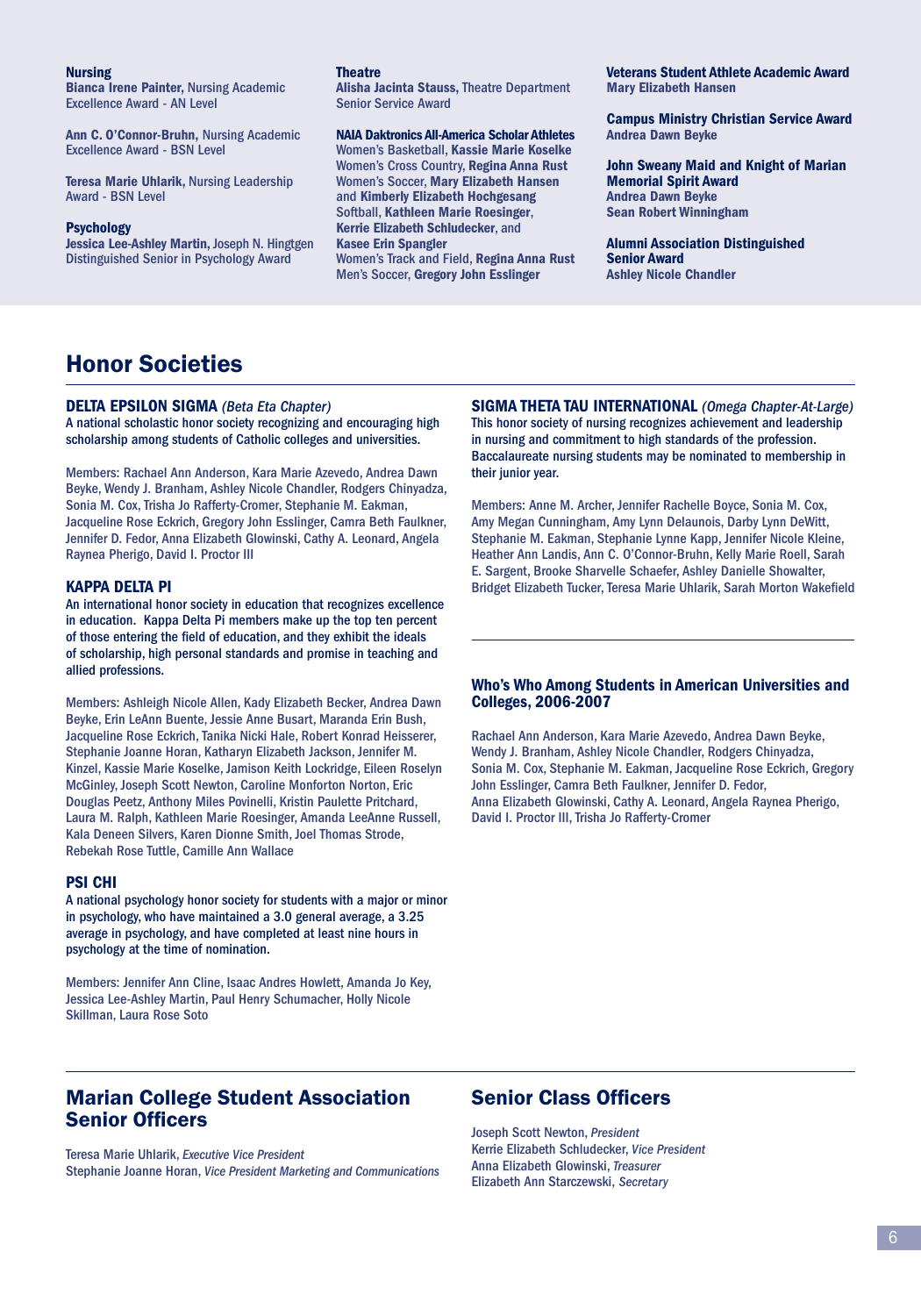### Nursing

**Bianca Irene Painter,** Nursing Academic Excellence Award - AN Level

**Ann C. O'Connor-Bruhn,** Nursing Academic Excellence Award - BSN Level

**Teresa Marie Uhlarik,** Nursing Leadership Award - BSN Level

### Psychology

**Jessica Lee-Ashley Martin,** Joseph N. Hingtgen Distinguished Senior in Psychology Award

### Theatre

**Alisha Jacinta Stauss,** Theatre Department Senior Service Award

### NAIA Daktronics All-America Scholar Athletes

Women's Basketball, **Kassie Marie Koselke**
Women's Cross Country, **Regina Anna Rust**
Women's Soccer, **Mary Elizabeth Hansen** and **Kimberly Elizabeth Hochgesang**
Softball, **Kathleen Marie Roesinger, Kerrie Elizabeth Schludecker**, and **Kasee Erin Spangler**
Women's Track and Field, **Regina Anna Rust**
Men's Soccer, **Gregory John Esslinger**

### Veterans Student Athlete Academic Award

**Mary Elizabeth Hansen**

### Campus Ministry Christian Service Award

**Andrea Dawn Beyke**

### John Sweany Maid and Knight of Marian Memorial Spirit Award

**Andrea Dawn Beyke**
**Sean Robert Winningham**

### Alumni Association Distinguished Senior Award

**Ashley Nicole Chandler**

## Honor Societies

### DELTA EPSILON SIGMA *(Beta Eta Chapter)*

A national scholastic honor society recognizing and encouraging high scholarship among students of Catholic colleges and universities.

Members: Rachael Ann Anderson, Kara Marie Azevedo, Andrea Dawn Beyke, Wendy J. Branham, Ashley Nicole Chandler, Rodgers Chinyadza, Sonia M. Cox, Trisha Jo Rafferty-Cromer, Stephanie M. Eakman, Jacqueline Rose Eckrich, Gregory John Esslinger, Camra Beth Faulkner, Jennifer D. Fedor, Anna Elizabeth Glowinski, Cathy A. Leonard, Angela Raynea Pherigo, David I. Proctor III

### KAPPA DELTA PI

An international honor society in education that recognizes excellence in education. Kappa Delta Pi members make up the top ten percent of those entering the field of education, and they exhibit the ideals of scholarship, high personal standards and promise in teaching and allied professions.

Members: Ashleigh Nicole Allen, Kady Elizabeth Becker, Andrea Dawn Beyke, Erin LeAnn Buente, Jessie Anne Busart, Maranda Erin Bush, Jacqueline Rose Eckrich, Tanika Nicki Hale, Robert Konrad Heisserer, Stephanie Joanne Horan, Katharyn Elizabeth Jackson, Jennifer M. Kinzel, Kassie Marie Koselke, Jamison Keith Lockridge, Eileen Roselyn McGinley, Joseph Scott Newton, Caroline Monforton Norton, Eric Douglas Peetz, Anthony Miles Povinelli, Kristin Paulette Pritchard, Laura M. Ralph, Kathleen Marie Roesinger, Amanda LeeAnne Russell, Kala Deneen Silvers, Karen Dionne Smith, Joel Thomas Strode, Rebekah Rose Tuttle, Camille Ann Wallace

### PSI CHI

A national psychology honor society for students with a major or minor in psychology, who have maintained a 3.0 general average, a 3.25 average in psychology, and have completed at least nine hours in psychology at the time of nomination.

Members: Jennifer Ann Cline, Isaac Andres Howlett, Amanda Jo Key, Jessica Lee-Ashley Martin, Paul Henry Schumacher, Holly Nicole Skillman, Laura Rose Soto

### SIGMA THETA TAU INTERNATIONAL *(Omega Chapter-At-Large)*

This honor society of nursing recognizes achievement and leadership in nursing and commitment to high standards of the profession. Baccalaureate nursing students may be nominated to membership in their junior year.

Members: Anne M. Archer, Jennifer Rachelle Boyce, Sonia M. Cox, Amy Megan Cunningham, Amy Lynn Delaunois, Darby Lynn DeWitt, Stephanie M. Eakman, Stephanie Lynne Kapp, Jennifer Nicole Kleine, Heather Ann Landis, Ann C. O'Connor-Bruhn, Kelly Marie Roell, Sarah E. Sargent, Brooke Sharvelle Schaefer, Ashley Danielle Showalter, Bridget Elizabeth Tucker, Teresa Marie Uhlarik, Sarah Morton Wakefield

### Who's Who Among Students in American Universities and Colleges, 2006-2007

Rachael Ann Anderson, Kara Marie Azevedo, Andrea Dawn Beyke, Wendy J. Branham, Ashley Nicole Chandler, Rodgers Chinyadza, Sonia M. Cox, Stephanie M. Eakman, Jacqueline Rose Eckrich, Gregory John Esslinger, Camra Beth Faulkner, Jennifer D. Fedor, Anna Elizabeth Glowinski, Cathy A. Leonard, Angela Raynea Pherigo, David I. Proctor III, Trisha Jo Rafferty-Cromer

## Marian College Student Association Senior Officers

Teresa Marie Uhlarik, *Executive Vice President*
Stephanie Joanne Horan, *Vice President Marketing and Communications*

## Senior Class Officers

Joseph Scott Newton, *President*
Kerrie Elizabeth Schludecker, *Vice President*
Anna Elizabeth Glowinski, *Treasurer*
Elizabeth Ann Starczewski, *Secretary*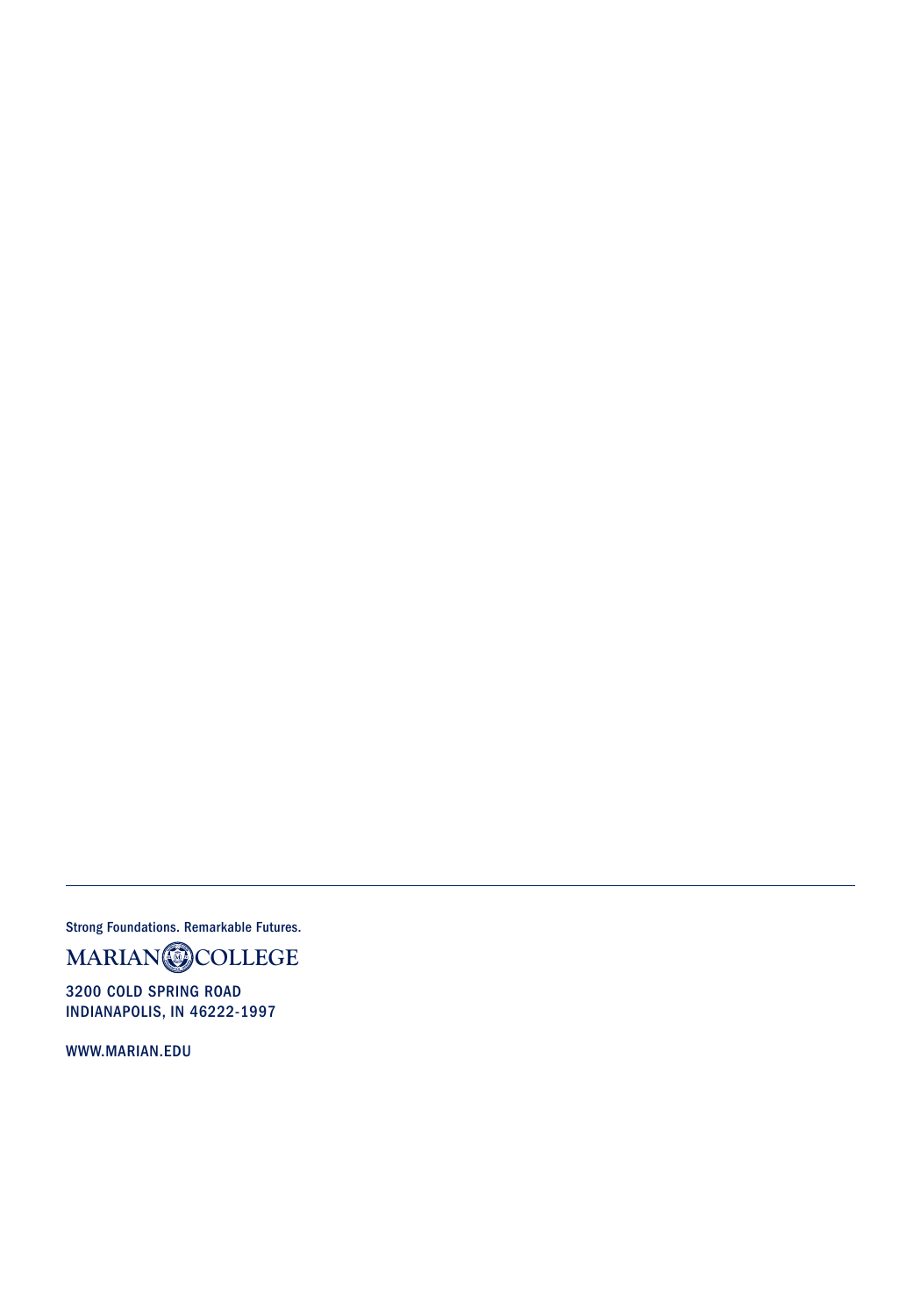---

Strong Foundations. Remarkable Futures.

MARIAN COLLEGE

3200 COLD SPRING ROAD
INDIANAPOLIS, IN 46222-1997

WWW.MARIAN.EDU